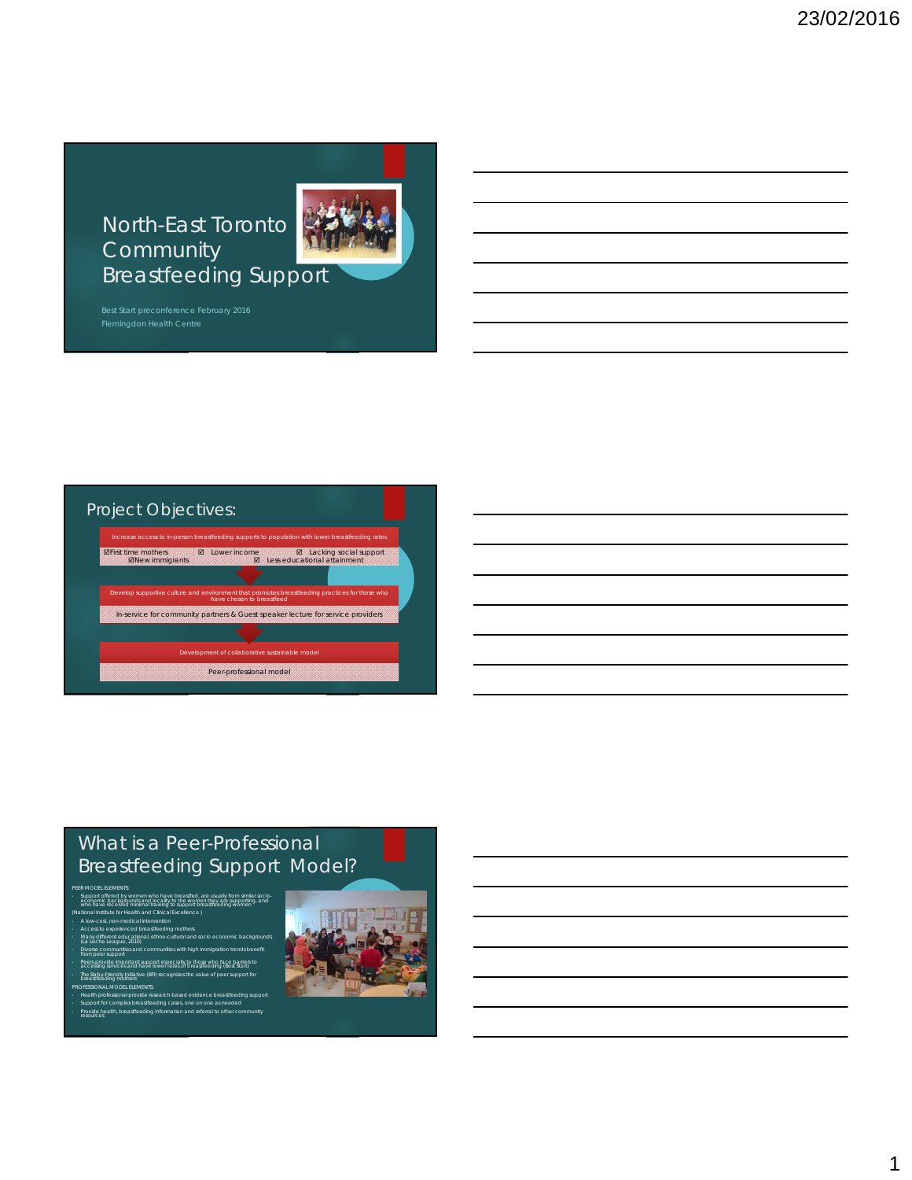# North-East Toronto Community Breastfeeding Support

Best Start preconference February 2016
Flemingdon Health Centre

## Project Objectives:

Increase access to in-person breastfeeding supports to population with lower breastfeeding rates

☑First time mothers ☑ Lower income ☑ Lacking social support
☑New immigrants ☑ Less educational attainment

Develop supportive culture and environment that promotes breastfeeding practices for those who have chosen to breastfeed

In-service for community partners & Guest speaker lecture for service providers

Development of collaborative sustainable model

Peer-professional model

## What is a Peer-Professional Breastfeeding Support Model?

PEER MODEL ELEMENTS:

- Support offered by women who have breastfed, are usually from similar socio-economic backgrounds and locality to the women they are supporting, and who have received minimal training to support breastfeeding women

(National Institute for Health and Clinical Excellence)

- A low-cost, non-medical intervention
- Access to experienced breastfeeding mothers
- Many different educational, ethno-cultural and socio economic backgrounds (La Leche League, 2010)
- Diverse communities and communities with high immigration trends benefit from peer support
- Peers provide important support especially to those who face barriers to accessing services and have lower rates of breastfeeding (Best Start)
- The Baby-Friendly Initiative (BFI) recognizes the value of peer support for breastfeeding mothers

PROFESSIONAL MODEL ELEMENTS:

- Health professional provide research based evidence breastfeeding support
- Support for complex breastfeeding cases, one on one as needed
- Provide health, breastfeeding information and referral to other community resources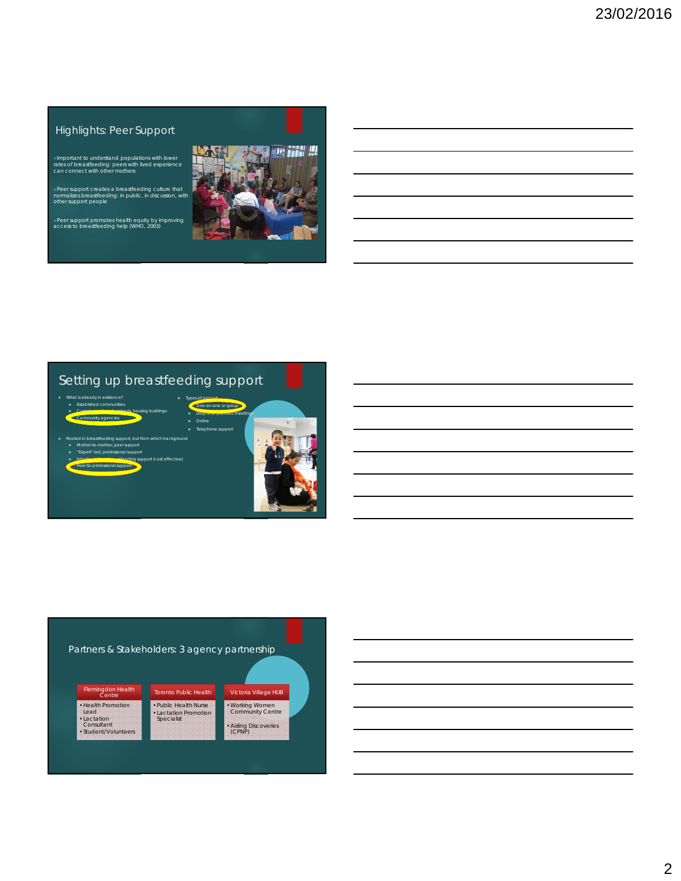## Highlights: Peer Support

- Important to understand populations with lower rates of breastfeeding: peers with lived experience can connect with other mothers
- Peer support creates a breastfeeding culture that normalizes breastfeeding: in public, in discussion, with other support people
- Peer support promotes health equity by improving access to breastfeeding help (WHO, 2003)

## Setting up breastfeeding support

- What is already in existence?
  - Established communities
  - Current ... schools, housing buildings
  - Community agencies
- Rooted in breastfeeding support, but from which background
  - Mother-to-mother, peer support
  - "Expert"-led, professional support
  - ... breastfeeding support (cost effective)
  - Peer-to-professional support
- Types of support
  - One-on-one or group
  - Drop-in or planned meetings
  - Online
  - Telephone support

## Partners & Stakeholders: 3 agency partnership

| Flemingdon Health Centre | Toronto Public Health | Victoria Village HUB |
|---|---|---|
| • Health Promotion Lead<br>• Lactation Consultant<br>• Student/Volunteers | • Public Health Nurse<br>• Lactation Promotion Specialist | • Working Women Community Centre<br>• Aisling Discoveries (CPNP) |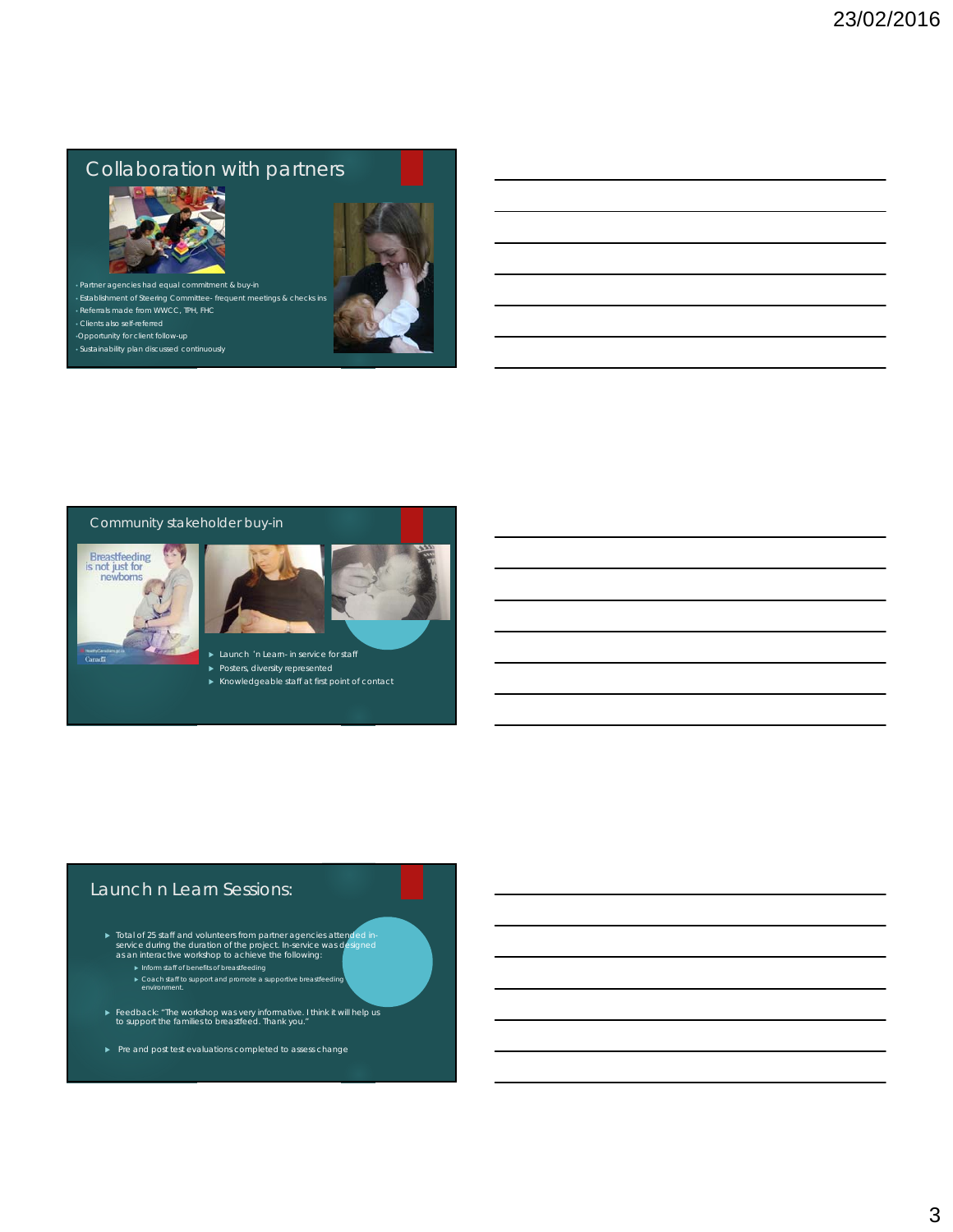## Collaboration with partners

- Partner agencies had equal commitment & buy-in
- Establishment of Steering Committee- frequent meetings & checks ins
- Referrals made from WWCC, TPH, FHC
- Clients also self-referred
- Opportunity for client follow-up
- Sustainability plan discussed continuously

## Community stakeholder buy-in

- Launch 'n Learn- in service for staff
- Posters, diversity represented
- Knowledgeable staff at first point of contact

## Launch n Learn Sessions:

- Total of 25 staff and volunteers from partner agencies attended in-service during the duration of the project. In-service was designed as an interactive workshop to achieve the following:
  - Inform staff of benefits of breastfeeding
  - Coach staff to support and promote a supportive breastfeeding environment.
- Feedback: "The workshop was very informative. I think it will help us to support the families to breastfeed. Thank you."
- Pre and post test evaluations completed to assess change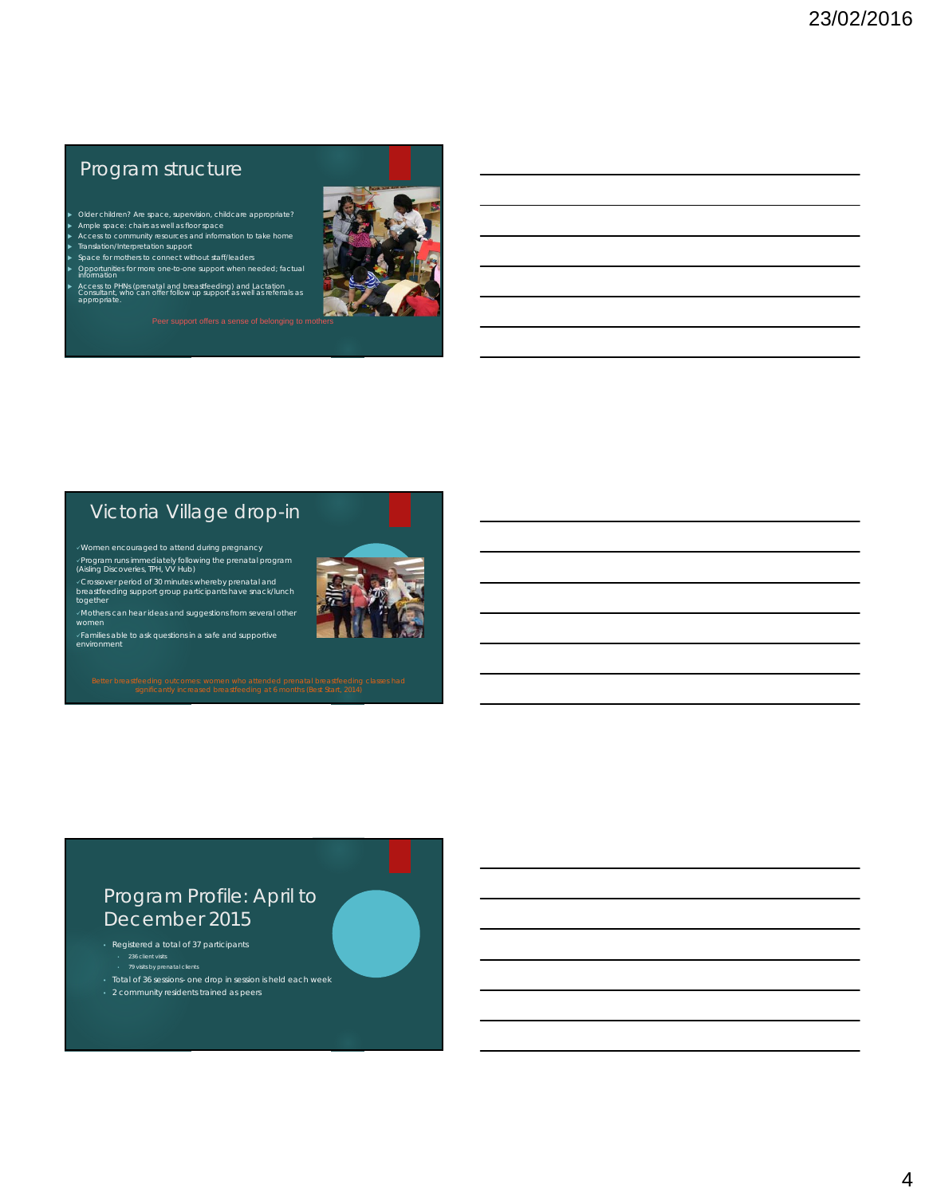## Program structure

- Older children? Are space, supervision, childcare appropriate?
- Ample space: chairs as well as floor space
- Access to community resources and information to take home
- Translation/Interpretation support
- Space for mothers to connect without staff/leaders
- Opportunities for more one-to-one support when needed; factual information
- Access to PHNs (prenatal and breastfeeding) and Lactation Consultant, who can offer follow up support as well as referrals as appropriate.

Peer support offers a sense of belonging to mothers

## Victoria Village drop-in

- ✓Women encouraged to attend during pregnancy
- ✓Program runs immediately following the prenatal program (Aisling Discoveries, TPH, VV Hub)
- ✓Crossover period of 30 minutes whereby prenatal and breastfeeding support group participants have snack/lunch together
- ✓Mothers can hear ideas and suggestions from several other women
- ✓Families able to ask questions in a safe and supportive environment

Better breastfeeding outcomes: women who attended prenatal breastfeeding classes had significantly increased breastfeeding at 6 months (Best Start, 2014)

## Program Profile: April to December 2015

- Registered a total of 37 participants
  - 236 client visits
  - 79 visits by prenatal clients
- Total of 36 sessions- one drop in session is held each week
- 2 community residents trained as peers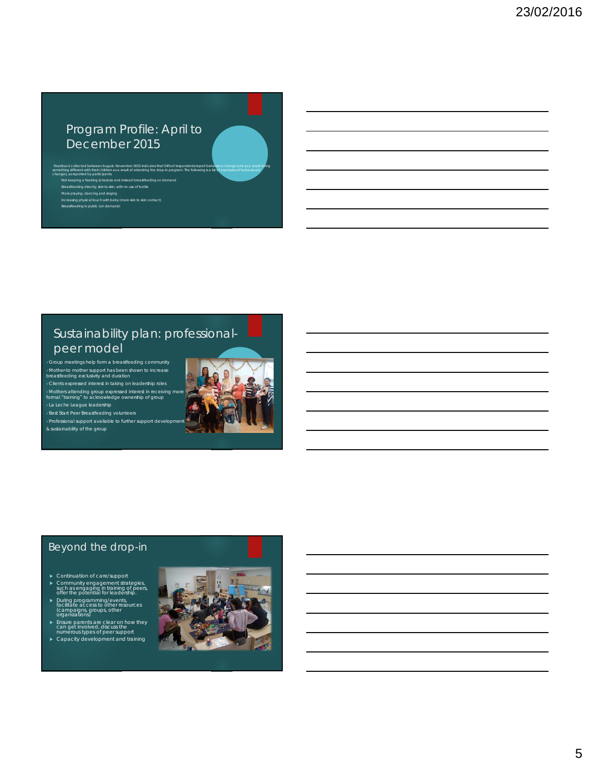## Program Profile: April to December 2015

Feedback collected between August- November 2015 indicates that 54% of respondents report behaviour change and as a result doing something different with their children as a result of attending the drop-in program. The following is a list of examples of behavioural changes, as reported by participants:

- Not keeping a feeding schedule and instead breastfeeding on demand
- Breastfeeding directly, skin-to-skin, with no use of bottle
- More playing- dancing and singing
- Increasing physical touch with baby (more skin to skin contact)
- Breastfeeding in public (on demand)

## Sustainability plan: professional-peer model

- ✓Group meetings help form a breastfeeding community
- ✓Mother-to mother support has been shown to increase breastfeeding exclusivity and duration
- ✓Clients expressed interest in taking on leadership roles
- ✓Mothers attending group expressed interest in receiving more formal "training" to acknowledge ownership of group
- ✓La Leche League leadership
- ✓Best Start Peer Breastfeeding volunteers
- ✓Professional support available to further support development & sustainability of the group

## Beyond the drop-in

- Continuation of care/support
- Community engagement strategies, such as engaging in training of peers, offer the potential for leadership.
- During programming/events, facilitate access to other resources (campaigns, groups, other organizations)
- Ensure parents are clear on how they can get involved, discuss the numerous types of peer support
- Capacity development and training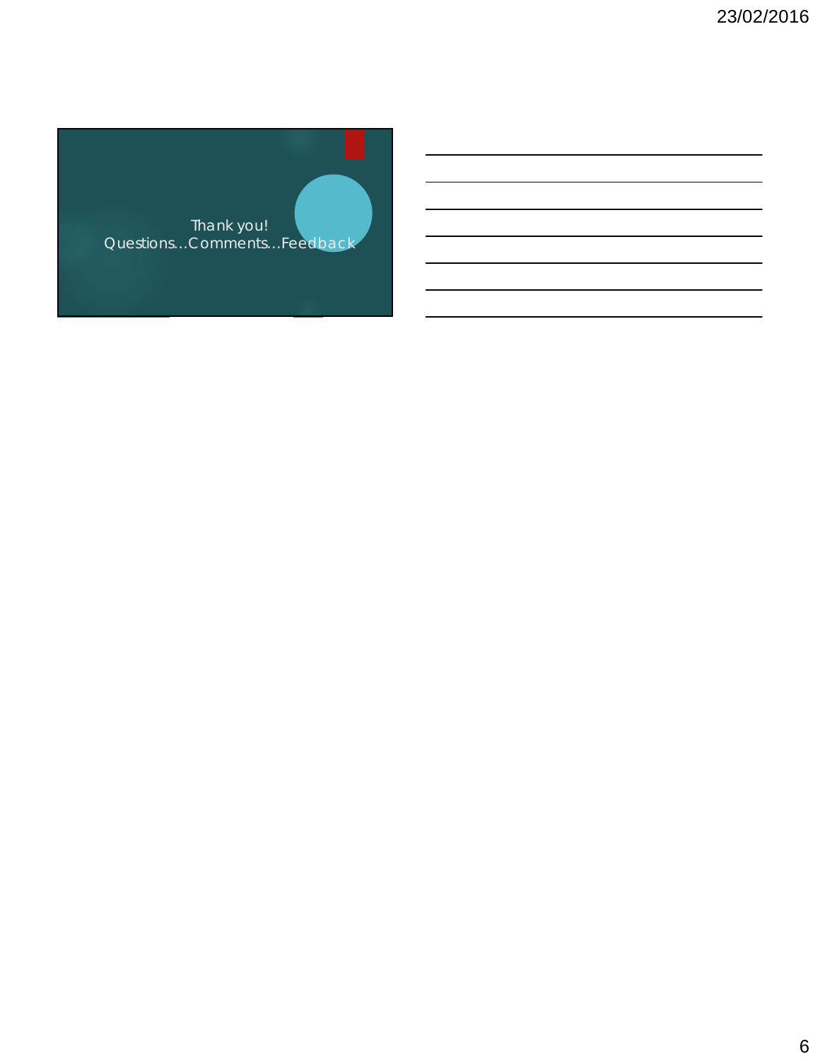Thank you!

Questions…Comments…Feedback